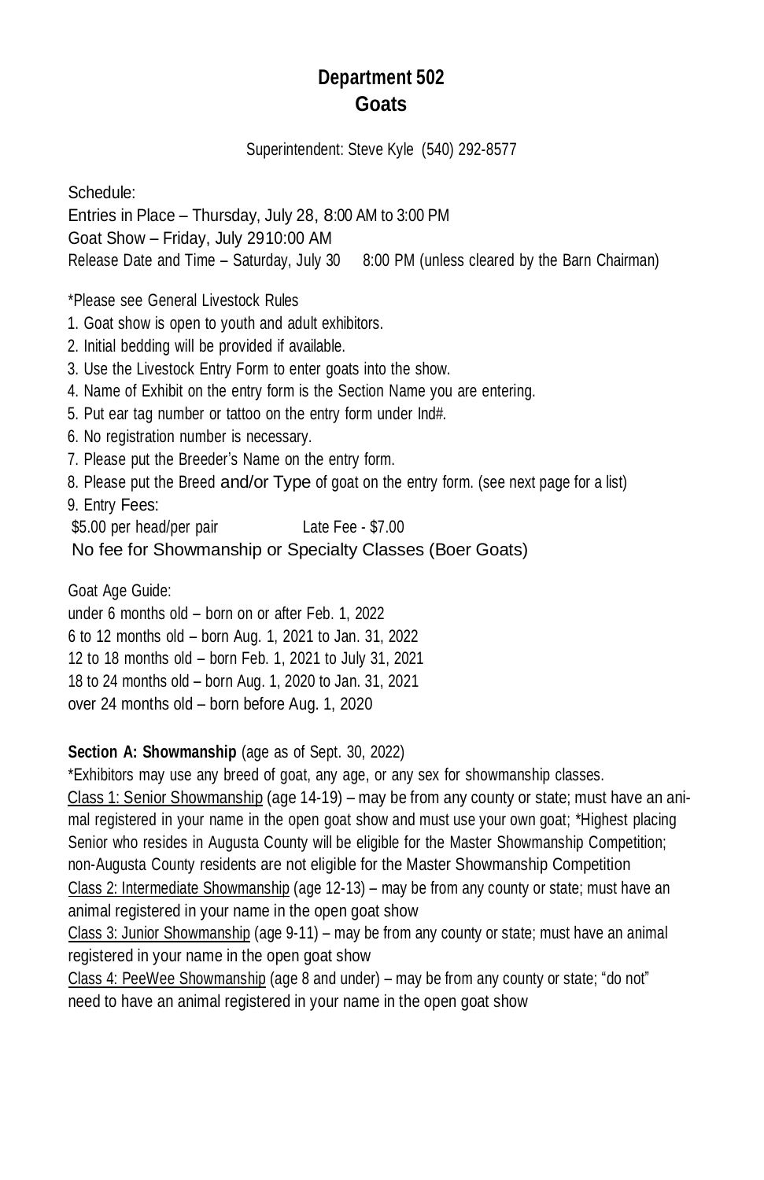# Department 502
# Goats

Superintendent: Steve Kyle (540) 292-8577

Schedule:
Entries in Place – Thursday, July 28, 8:00 AM to 3:00 PM
Goat Show – Friday, July 2910:00 AM
Release Date and Time – Saturday, July 30 8:00 PM (unless cleared by the Barn Chairman)

*Please see General Livestock Rules

1. Goat show is open to youth and adult exhibitors.
2. Initial bedding will be provided if available.
3. Use the Livestock Entry Form to enter goats into the show.
4. Name of Exhibit on the entry form is the Section Name you are entering.
5. Put ear tag number or tattoo on the entry form under Ind#.
6. No registration number is necessary.
7. Please put the Breeder's Name on the entry form.
8. Please put the Breed and/or Type of goat on the entry form. (see next page for a list)
9. Entry Fees:
   $5.00 per head/per pair Late Fee - $7.00
   No fee for Showmanship or Specialty Classes (Boer Goats)

Goat Age Guide:
under 6 months old – born on or after Feb. 1, 2022
6 to 12 months old – born Aug. 1, 2021 to Jan. 31, 2022
12 to 18 months old – born Feb. 1, 2021 to July 31, 2021
18 to 24 months old – born Aug. 1, 2020 to Jan. 31, 2021
over 24 months old – born before Aug. 1, 2020

**Section A: Showmanship** (age as of Sept. 30, 2022)
*Exhibitors may use any breed of goat, any age, or any sex for showmanship classes.

Class 1: Senior Showmanship (age 14-19) – may be from any county or state; must have an animal registered in your name in the open goat show and must use your own goat; *Highest placing Senior who resides in Augusta County will be eligible for the Master Showmanship Competition; non-Augusta County residents are not eligible for the Master Showmanship Competition

Class 2: Intermediate Showmanship (age 12-13) – may be from any county or state; must have an animal registered in your name in the open goat show

Class 3: Junior Showmanship (age 9-11) – may be from any county or state; must have an animal registered in your name in the open goat show

Class 4: PeeWee Showmanship (age 8 and under) – may be from any county or state; "do not" need to have an animal registered in your name in the open goat show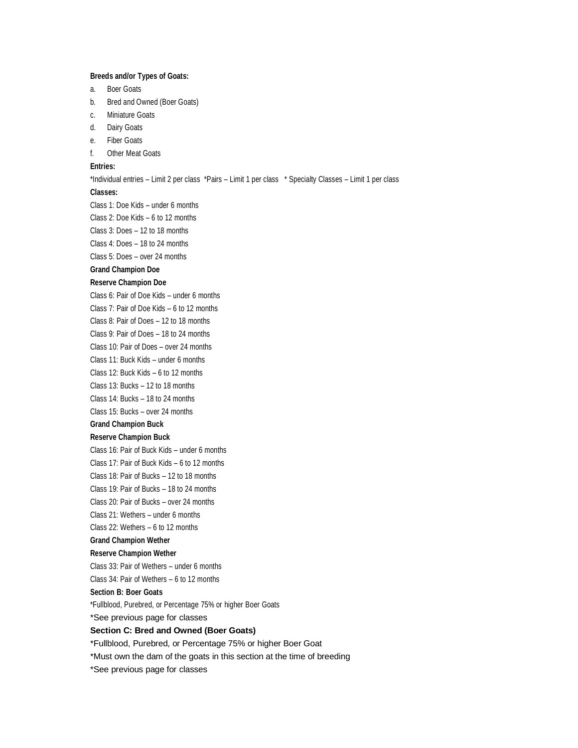**Breeds and/or Types of Goats:**

a. Boer Goats
b. Bred and Owned (Boer Goats)
c. Miniature Goats
d. Dairy Goats
e. Fiber Goats
f. Other Meat Goats

**Entries:**

*Individual entries – Limit 2 per class *Pairs – Limit 1 per class * Specialty Classes – Limit 1 per class

**Classes:**

Class 1: Doe Kids – under 6 months

Class 2: Doe Kids – 6 to 12 months

Class 3: Does – 12 to 18 months

Class 4: Does – 18 to 24 months

Class 5: Does – over 24 months

**Grand Champion Doe**

**Reserve Champion Doe**

Class 6: Pair of Doe Kids – under 6 months

Class 7: Pair of Doe Kids – 6 to 12 months

Class 8: Pair of Does – 12 to 18 months

Class 9: Pair of Does – 18 to 24 months

Class 10: Pair of Does – over 24 months

Class 11: Buck Kids – under 6 months

Class 12: Buck Kids – 6 to 12 months

Class 13: Bucks – 12 to 18 months

Class 14: Bucks – 18 to 24 months

Class 15: Bucks – over 24 months

**Grand Champion Buck**

**Reserve Champion Buck**

Class 16: Pair of Buck Kids – under 6 months

Class 17: Pair of Buck Kids – 6 to 12 months

Class 18: Pair of Bucks – 12 to 18 months

Class 19: Pair of Bucks – 18 to 24 months

Class 20: Pair of Bucks – over 24 months

Class 21: Wethers – under 6 months

Class 22: Wethers – 6 to 12 months

**Grand Champion Wether**

**Reserve Champion Wether**

Class 33: Pair of Wethers – under 6 months

Class 34: Pair of Wethers – 6 to 12 months

**Section B: Boer Goats**

*Fullblood, Purebred, or Percentage 75% or higher Boer Goats

*See previous page for classes

**Section C: Bred and Owned (Boer Goats)**

*Fullblood, Purebred, or Percentage 75% or higher Boer Goat

*Must own the dam of the goats in this section at the time of breeding

*See previous page for classes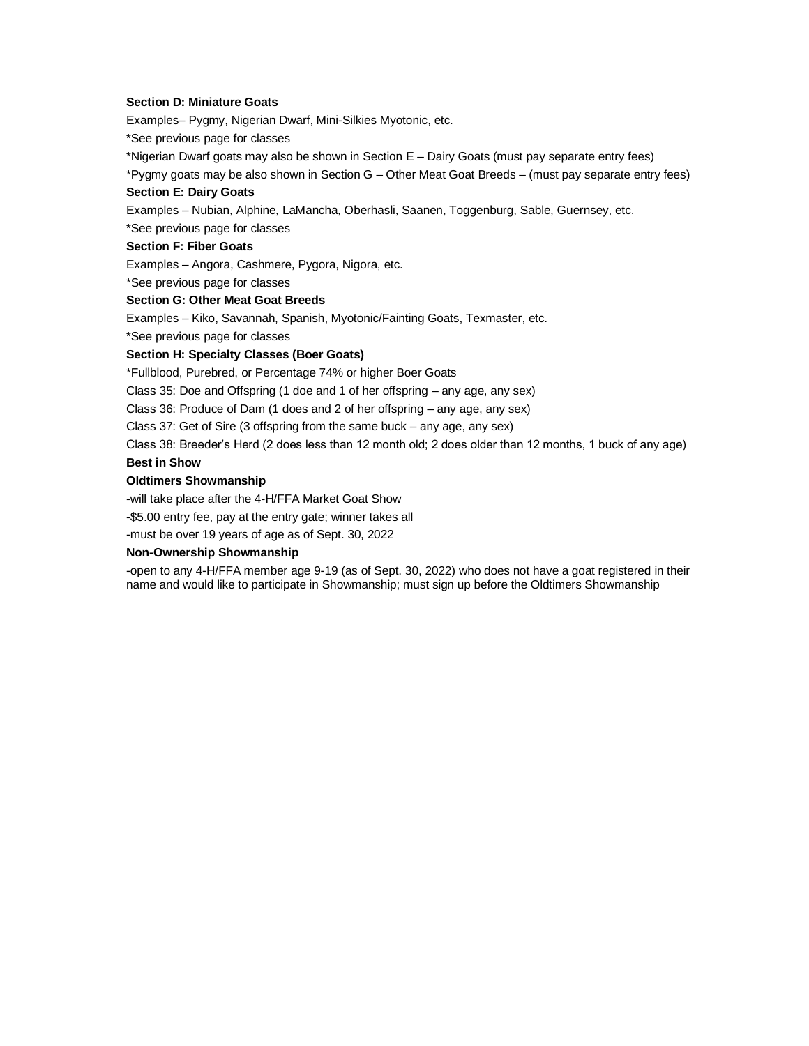**Section D: Miniature Goats**

Examples– Pygmy, Nigerian Dwarf, Mini-Silkies Myotonic, etc.

*See previous page for classes

*Nigerian Dwarf goats may also be shown in Section E – Dairy Goats (must pay separate entry fees)

*Pygmy goats may be also shown in Section G – Other Meat Goat Breeds – (must pay separate entry fees)

**Section E: Dairy Goats**

Examples – Nubian, Alphine, LaMancha, Oberhasli, Saanen, Toggenburg, Sable, Guernsey, etc.

*See previous page for classes

**Section F: Fiber Goats**

Examples – Angora, Cashmere, Pygora, Nigora, etc.

*See previous page for classes

**Section G: Other Meat Goat Breeds**

Examples – Kiko, Savannah, Spanish, Myotonic/Fainting Goats, Texmaster, etc.

*See previous page for classes

**Section H: Specialty Classes (Boer Goats)**

*Fullblood, Purebred, or Percentage 74% or higher Boer Goats

Class 35: Doe and Offspring (1 doe and 1 of her offspring – any age, any sex)

Class 36: Produce of Dam (1 does and 2 of her offspring – any age, any sex)

Class 37: Get of Sire (3 offspring from the same buck – any age, any sex)

Class 38: Breeder's Herd (2 does less than 12 month old; 2 does older than 12 months, 1 buck of any age)

**Best in Show**

**Oldtimers Showmanship**

-will take place after the 4-H/FFA Market Goat Show

-$5.00 entry fee, pay at the entry gate; winner takes all

-must be over 19 years of age as of Sept. 30, 2022

**Non-Ownership Showmanship**

-open to any 4-H/FFA member age 9-19 (as of Sept. 30, 2022) who does not have a goat registered in their name and would like to participate in Showmanship; must sign up before the Oldtimers Showmanship